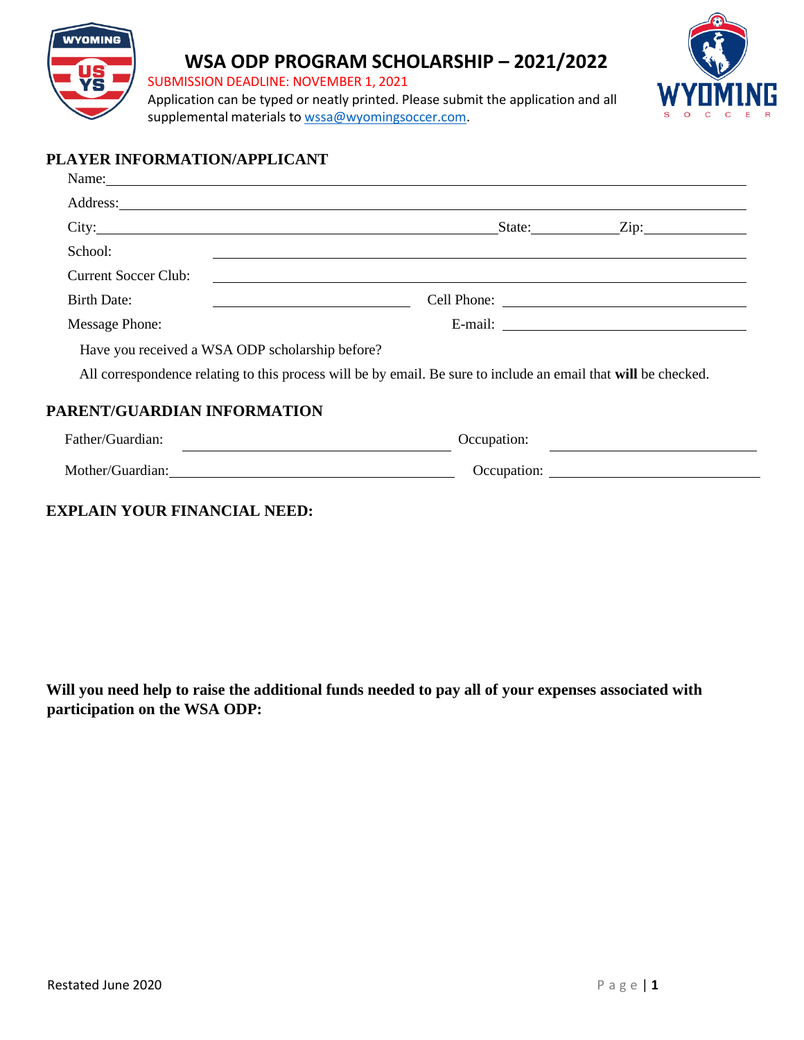# WSA ODP PROGRAM SCHOLARSHIP – 2021/2022

SUBMISSION DEADLINE: NOVEMBER 1, 2021

Application can be typed or neatly printed. Please submit the application and all supplemental materials to wssa@wyomingsoccer.com.

## PLAYER INFORMATION/APPLICANT

Name: \_\_\_\_\_\_\_\_\_\_\_\_\_\_\_\_\_\_\_\_\_\_\_\_\_\_\_\_\_\_\_\_\_\_\_\_\_\_\_\_

Address: \_\_\_\_\_\_\_\_\_\_\_\_\_\_\_\_\_\_\_\_\_\_\_\_\_\_\_\_\_\_\_\_\_\_\_\_\_\_\_\_

City: \_\_\_\_\_\_\_\_\_\_\_\_\_\_\_\_\_\_\_\_ State: \_\_\_\_\_\_\_\_ Zip: \_\_\_\_\_\_\_\_

School: \_\_\_\_\_\_\_\_\_\_\_\_\_\_\_\_\_\_\_\_\_\_\_\_\_\_\_\_\_\_\_\_\_\_\_\_\_\_\_\_

Current Soccer Club: \_\_\_\_\_\_\_\_\_\_\_\_\_\_\_\_\_\_\_\_\_\_\_\_\_\_\_\_\_\_\_\_\_\_\_\_\_\_\_\_

Birth Date: \_\_\_\_\_\_\_\_\_\_\_\_\_\_\_\_\_\_\_\_ Cell Phone: \_\_\_\_\_\_\_\_\_\_\_\_\_\_\_\_\_\_\_\_

Message Phone: \_\_\_\_\_\_\_\_\_\_\_\_\_\_\_\_\_\_\_\_ E-mail: \_\_\_\_\_\_\_\_\_\_\_\_\_\_\_\_\_\_\_\_

Have you received a WSA ODP scholarship before?

All correspondence relating to this process will be by email. Be sure to include an email that **will** be checked.

## PARENT/GUARDIAN INFORMATION

Father/Guardian: \_\_\_\_\_\_\_\_\_\_\_\_\_\_\_\_\_\_\_\_ Occupation: \_\_\_\_\_\_\_\_\_\_\_\_\_\_\_\_\_\_\_\_

Mother/Guardian: \_\_\_\_\_\_\_\_\_\_\_\_\_\_\_\_\_\_\_\_ Occupation: \_\_\_\_\_\_\_\_\_\_\_\_\_\_\_\_\_\_\_\_

## EXPLAIN YOUR FINANCIAL NEED:

**Will you need help to raise the additional funds needed to pay all of your expenses associated with participation on the WSA ODP:**

Restated June 2020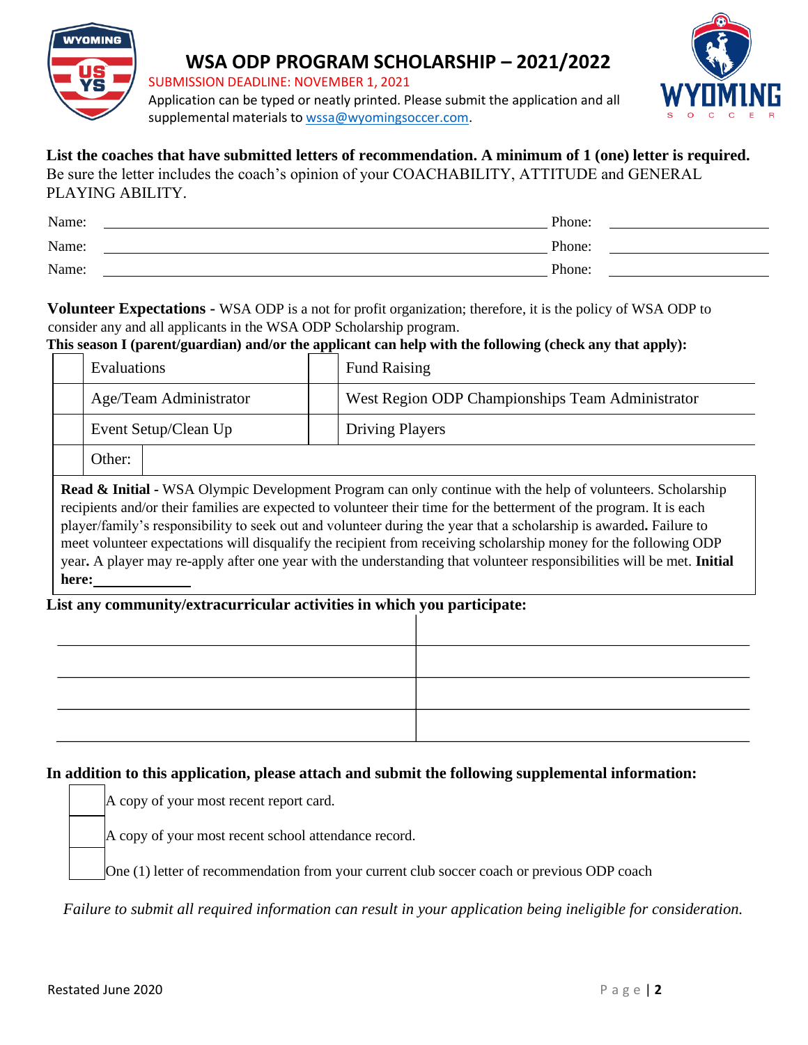# WSA ODP PROGRAM SCHOLARSHIP – 2021/2022

SUBMISSION DEADLINE: NOVEMBER 1, 2021

Application can be typed or neatly printed. Please submit the application and all supplemental materials to wssa@wyomingsoccer.com.

**List the coaches that have submitted letters of recommendation. A minimum of 1 (one) letter is required.** Be sure the letter includes the coach's opinion of your COACHABILITY, ATTITUDE and GENERAL PLAYING ABILITY.

Name: ______________________________ Phone: ______________

Name: ______________________________ Phone: ______________

Name: ______________________________ Phone: ______________

**Volunteer Expectations -** WSA ODP is a not for profit organization; therefore, it is the policy of WSA ODP to consider any and all applicants in the WSA ODP Scholarship program.

**This season I (parent/guardian) and/or the applicant can help with the following (check any that apply):**

| | | | |
|---|---|---|---|
| ☐ | Evaluations | ☐ | Fund Raising |
| ☐ | Age/Team Administrator | ☐ | West Region ODP Championships Team Administrator |
| ☐ | Event Setup/Clean Up | ☐ | Driving Players |
| ☐ | Other: | | |

**Read & Initial** - WSA Olympic Development Program can only continue with the help of volunteers. Scholarship recipients and/or their families are expected to volunteer their time for the betterment of the program. It is each player/family's responsibility to seek out and volunteer during the year that a scholarship is awarded**.** Failure to meet volunteer expectations will disqualify the recipient from receiving scholarship money for the following ODP year**.** A player may re-apply after one year with the understanding that volunteer responsibilities will be met. **Initial here:** ____________

**List any community/extracurricular activities in which you participate:**

| | |
|---|---|
| | |
| | |
| | |
| | |

**In addition to this application, please attach and submit the following supplemental information:**

- ☐ A copy of your most recent report card.
- ☐ A copy of your most recent school attendance record.
- ☐ One (1) letter of recommendation from your current club soccer coach or previous ODP coach

*Failure to submit all required information can result in your application being ineligible for consideration.*

Restated June 2020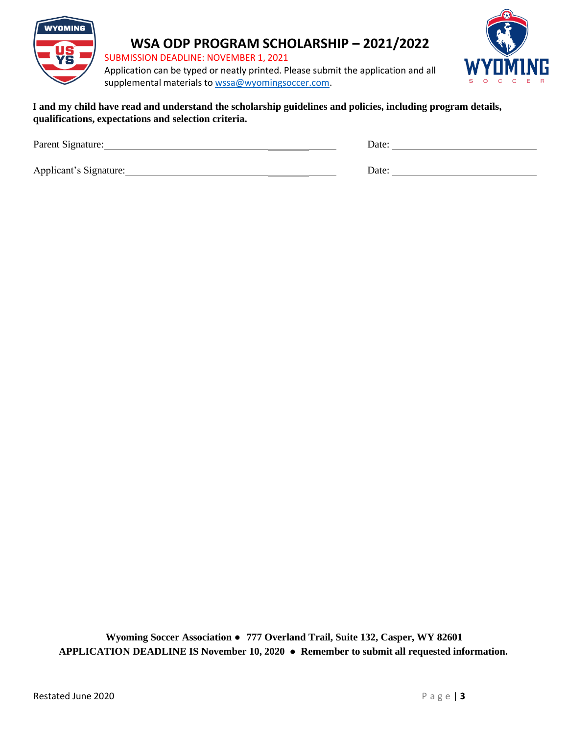# WSA ODP PROGRAM SCHOLARSHIP – 2021/2022

SUBMISSION DEADLINE: NOVEMBER 1, 2021

Application can be typed or neatly printed. Please submit the application and all supplemental materials to wssa@wyomingsoccer.com.

**I and my child have read and understand the scholarship guidelines and policies, including program details, qualifications, expectations and selection criteria.**

Parent Signature:______________________________________ Date: ______________________

Applicant's Signature:___________________________________ Date: ______________________

**Wyoming Soccer Association ● 777 Overland Trail, Suite 132, Casper, WY 82601**

**APPLICATION DEADLINE IS November 10, 2020 ● Remember to submit all requested information.**

Restated June 2020